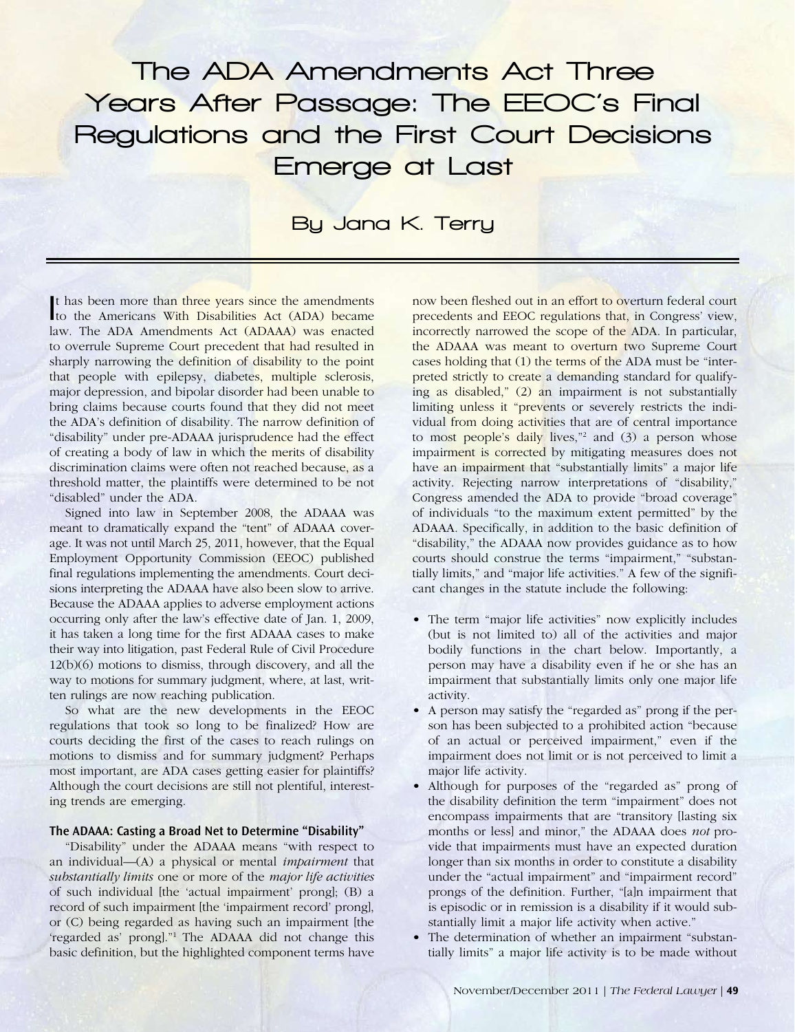# The ADA Amendments Act Three Years After Passage: The EEOC's Final Regulations and the First Court Decisions Emerge at Last

## By Jana K. Terry

It has been more than three years since the amendments to the Americans With Disabilities Act (ADA) became law. The ADA Amendments Act (ADAAA) was enacted to overrule Supreme Court precedent that had resulted in sharply narrowing the definition of disability to the point that people with epilepsy, diabetes, multiple sclerosis, major depression, and bipolar disorder had been unable to bring claims because courts found that they did not meet the ADA's definition of disability. The narrow definition of "disability" under pre-ADAAA jurisprudence had the effect of creating a body of law in which the merits of disability discrimination claims were often not reached because, as a threshold matter, the plaintiffs were determined to be not "disabled" under the ADA.

Signed into law in September 2008, the ADAAA was meant to dramatically expand the "tent" of ADAAA coverage. It was not until March 25, 2011, however, that the Equal Employment Opportunity Commission (EEOC) published final regulations implementing the amendments. Court decisions interpreting the ADAAA have also been slow to arrive. Because the ADAAA applies to adverse employment actions occurring only after the law's effective date of Jan. 1, 2009, it has taken a long time for the first ADAAA cases to make their way into litigation, past Federal Rule of Civil Procedure 12(b)(6) motions to dismiss, through discovery, and all the way to motions for summary judgment, where, at last, written rulings are now reaching publication.

So what are the new developments in the EEOC regulations that took so long to be finalized? How are courts deciding the first of the cases to reach rulings on motions to dismiss and for summary judgment? Perhaps most important, are ADA cases getting easier for plaintiffs? Although the court decisions are still not plentiful, interesting trends are emerging.

### The ADAAA: Casting a Broad Net to Determine "Disability"

"Disability" under the ADAAA means "with respect to an individual—(A) a physical or mental *impairment* that *substantially limits* one or more of the *major life activities* of such individual [the 'actual impairment' prong]; (B) a record of such impairment [the 'impairment record' prong], or (C) being regarded as having such an impairment [the 'regarded as' prong]."[1] The ADAAA did not change this basic definition, but the highlighted component terms have now been fleshed out in an effort to overturn federal court precedents and EEOC regulations that, in Congress' view, incorrectly narrowed the scope of the ADA. In particular, the ADAAA was meant to overturn two Supreme Court cases holding that (1) the terms of the ADA must be "interpreted strictly to create a demanding standard for qualifying as disabled," (2) an impairment is not substantially limiting unless it "prevents or severely restricts the individual from doing activities that are of central importance to most people's daily lives,"[2] and (3) a person whose impairment is corrected by mitigating measures does not have an impairment that "substantially limits" a major life activity. Rejecting narrow interpretations of "disability," Congress amended the ADA to provide "broad coverage" of individuals "to the maximum extent permitted" by the ADAAA. Specifically, in addition to the basic definition of "disability," the ADAAA now provides guidance as to how courts should construe the terms "impairment," "substantially limits," and "major life activities." A few of the significant changes in the statute include the following:

- The term "major life activities" now explicitly includes (but is not limited to) all of the activities and major bodily functions in the chart below. Importantly, a person may have a disability even if he or she has an impairment that substantially limits only one major life activity.
- A person may satisfy the "regarded as" prong if the person has been subjected to a prohibited action "because of an actual or perceived impairment," even if the impairment does not limit or is not perceived to limit a major life activity.
- Although for purposes of the "regarded as" prong of the disability definition the term "impairment" does not encompass impairments that are "transitory [lasting six months or less] and minor," the ADAAA does *not* provide that impairments must have an expected duration longer than six months in order to constitute a disability under the "actual impairment" and "impairment record" prongs of the definition. Further, "[a]n impairment that is episodic or in remission is a disability if it would substantially limit a major life activity when active."
- The determination of whether an impairment "substantially limits" a major life activity is to be made without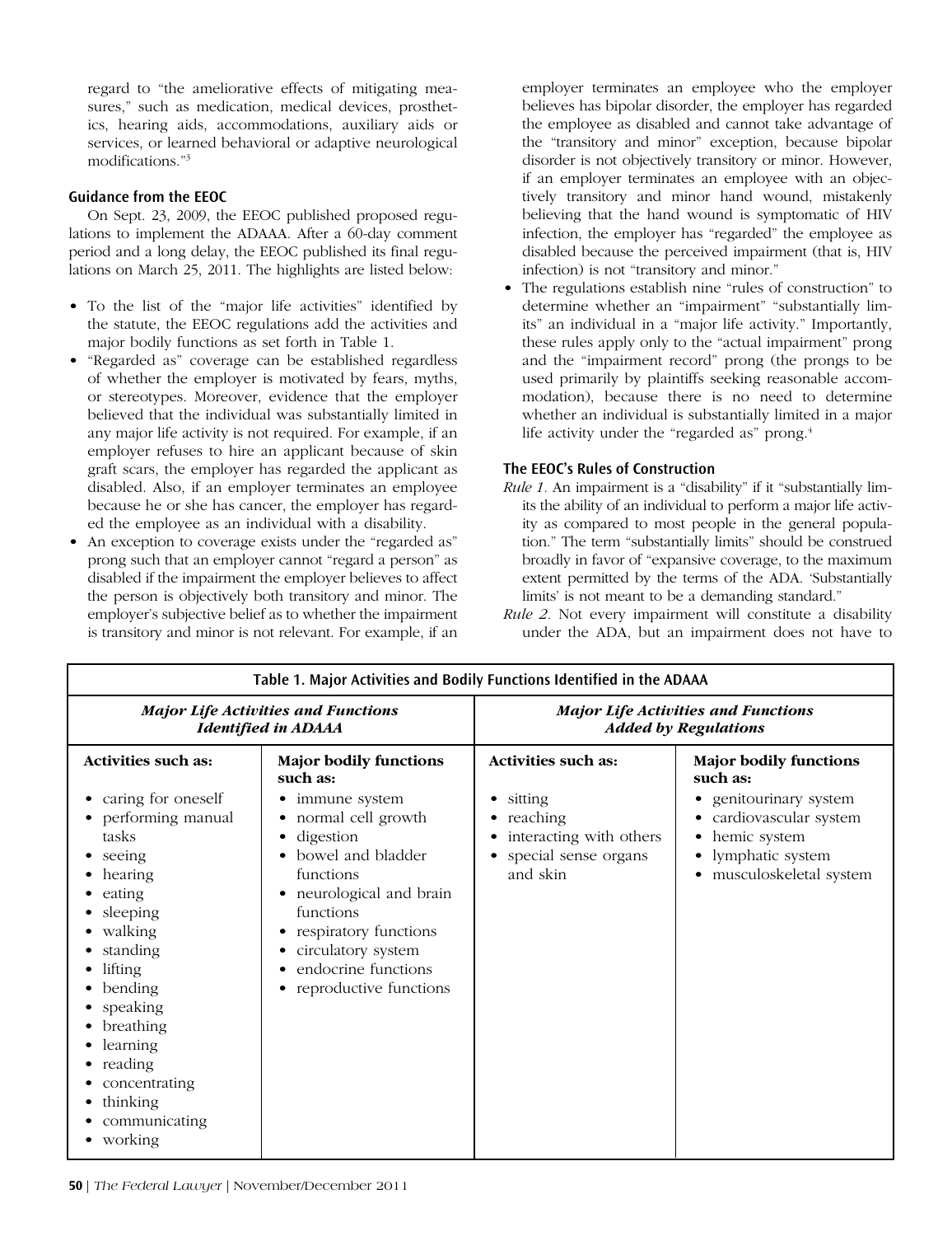regard to "the ameliorative effects of mitigating measures," such as medication, medical devices, prosthetics, hearing aids, accommodations, auxiliary aids or services, or learned behavioral or adaptive neurological modifications."[3]

### Guidance from the EEOC

On Sept. 23, 2009, the EEOC published proposed regulations to implement the ADAAA. After a 60-day comment period and a long delay, the EEOC published its final regulations on March 25, 2011. The highlights are listed below:

- To the list of the "major life activities" identified by the statute, the EEOC regulations add the activities and major bodily functions as set forth in Table 1.
- "Regarded as" coverage can be established regardless of whether the employer is motivated by fears, myths, or stereotypes. Moreover, evidence that the employer believed that the individual was substantially limited in any major life activity is not required. For example, if an employer refuses to hire an applicant because of skin graft scars, the employer has regarded the applicant as disabled. Also, if an employer terminates an employee because he or she has cancer, the employer has regarded the employee as an individual with a disability.
- An exception to coverage exists under the "regarded as" prong such that an employer cannot "regard a person" as disabled if the impairment the employer believes to affect the person is objectively both transitory and minor. The employer's subjective belief as to whether the impairment is transitory and minor is not relevant. For example, if an employer terminates an employee who the employer believes has bipolar disorder, the employer has regarded the employee as disabled and cannot take advantage of the "transitory and minor" exception, because bipolar disorder is not objectively transitory or minor. However, if an employer terminates an employee with an objectively transitory and minor hand wound, mistakenly believing that the hand wound is symptomatic of HIV infection, the employer has "regarded" the employee as disabled because the perceived impairment (that is, HIV infection) is not "transitory and minor."
- The regulations establish nine "rules of construction" to determine whether an "impairment" "substantially limits" an individual in a "major life activity." Importantly, these rules apply only to the "actual impairment" prong and the "impairment record" prong (the prongs to be used primarily by plaintiffs seeking reasonable accommodation), because there is no need to determine whether an individual is substantially limited in a major life activity under the "regarded as" prong.[4]

### The EEOC's Rules of Construction

*Rule 1.* An impairment is a "disability" if it "substantially limits the ability of an individual to perform a major life activity as compared to most people in the general population." The term "substantially limits" should be construed broadly in favor of "expansive coverage, to the maximum extent permitted by the terms of the ADA. 'Substantially limits' is not meant to be a demanding standard."

*Rule 2.* Not every impairment will constitute a disability under the ADA, but an impairment does not have to

**Table 1. Major Activities and Bodily Functions Identified in the ADAAA**

| ***Major Life Activities and Functions Identified in ADAAA*** | | ***Major Life Activities and Functions Added by Regulations*** | |
|---|---|---|---|
| **Activities such as:** | **Major bodily functions such as:** | **Activities such as:** | **Major bodily functions such as:** |
| • caring for oneself<br>• performing manual tasks<br>• seeing<br>• hearing<br>• eating<br>• sleeping<br>• walking<br>• standing<br>• lifting<br>• bending<br>• speaking<br>• breathing<br>• learning<br>• reading<br>• concentrating<br>• thinking<br>• communicating<br>• working | • immune system<br>• normal cell growth<br>• digestion<br>• bowel and bladder functions<br>• neurological and brain functions<br>• respiratory functions<br>• circulatory system<br>• endocrine functions<br>• reproductive functions | • sitting<br>• reaching<br>• interacting with others<br>• special sense organs and skin | • genitourinary system<br>• cardiovascular system<br>• hemic system<br>• lymphatic system<br>• musculoskeletal system |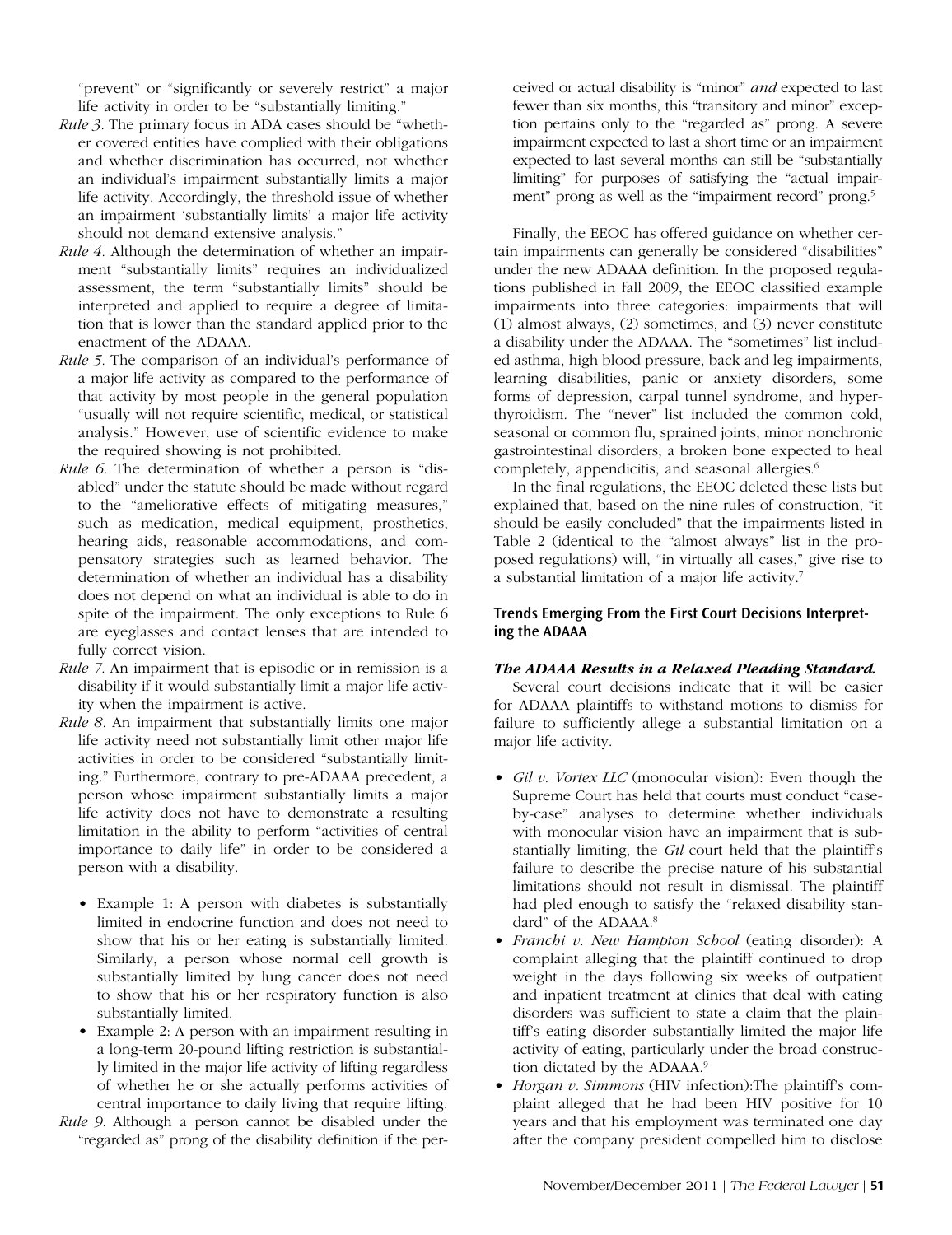"prevent" or "significantly or severely restrict" a major life activity in order to be "substantially limiting."

*Rule 3*. The primary focus in ADA cases should be "whether covered entities have complied with their obligations and whether discrimination has occurred, not whether an individual's impairment substantially limits a major life activity. Accordingly, the threshold issue of whether an impairment 'substantially limits' a major life activity should not demand extensive analysis."

*Rule 4*. Although the determination of whether an impairment "substantially limits" requires an individualized assessment, the term "substantially limits" should be interpreted and applied to require a degree of limitation that is lower than the standard applied prior to the enactment of the ADAAA.

*Rule 5*. The comparison of an individual's performance of a major life activity as compared to the performance of that activity by most people in the general population "usually will not require scientific, medical, or statistical analysis." However, use of scientific evidence to make the required showing is not prohibited.

*Rule 6*. The determination of whether a person is "disabled" under the statute should be made without regard to the "ameliorative effects of mitigating measures," such as medication, medical equipment, prosthetics, hearing aids, reasonable accommodations, and compensatory strategies such as learned behavior. The determination of whether an individual has a disability does not depend on what an individual is able to do in spite of the impairment. The only exceptions to Rule 6 are eyeglasses and contact lenses that are intended to fully correct vision.

*Rule 7*. An impairment that is episodic or in remission is a disability if it would substantially limit a major life activity when the impairment is active.

*Rule 8*. An impairment that substantially limits one major life activity need not substantially limit other major life activities in order to be considered "substantially limiting." Furthermore, contrary to pre-ADAAA precedent, a person whose impairment substantially limits a major life activity does not have to demonstrate a resulting limitation in the ability to perform "activities of central importance to daily life" in order to be considered a person with a disability.

- Example 1: A person with diabetes is substantially limited in endocrine function and does not need to show that his or her eating is substantially limited. Similarly, a person whose normal cell growth is substantially limited by lung cancer does not need to show that his or her respiratory function is also substantially limited.
- Example 2: A person with an impairment resulting in a long-term 20-pound lifting restriction is substantially limited in the major life activity of lifting regardless of whether he or she actually performs activities of central importance to daily living that require lifting.

*Rule 9*. Although a person cannot be disabled under the "regarded as" prong of the disability definition if the perceived or actual disability is "minor" *and* expected to last fewer than six months, this "transitory and minor" exception pertains only to the "regarded as" prong. A severe impairment expected to last a short time or an impairment expected to last several months can still be "substantially limiting" for purposes of satisfying the "actual impairment" prong as well as the "impairment record" prong.[5]

Finally, the EEOC has offered guidance on whether certain impairments can generally be considered "disabilities" under the new ADAAA definition. In the proposed regulations published in fall 2009, the EEOC classified example impairments into three categories: impairments that will (1) almost always, (2) sometimes, and (3) never constitute a disability under the ADAAA. The "sometimes" list included asthma, high blood pressure, back and leg impairments, learning disabilities, panic or anxiety disorders, some forms of depression, carpal tunnel syndrome, and hyperthyroidism. The "never" list included the common cold, seasonal or common flu, sprained joints, minor nonchronic gastrointestinal disorders, a broken bone expected to heal completely, appendicitis, and seasonal allergies.[6]

In the final regulations, the EEOC deleted these lists but explained that, based on the nine rules of construction, "it should be easily concluded" that the impairments listed in Table 2 (identical to the "almost always" list in the proposed regulations) will, "in virtually all cases," give rise to a substantial limitation of a major life activity.[7]

## Trends Emerging From the First Court Decisions Interpreting the ADAAA

### *The ADAAA Results in a Relaxed Pleading Standard.*

Several court decisions indicate that it will be easier for ADAAA plaintiffs to withstand motions to dismiss for failure to sufficiently allege a substantial limitation on a major life activity.

- *Gil v. Vortex LLC* (monocular vision): Even though the Supreme Court has held that courts must conduct "case-by-case" analyses to determine whether individuals with monocular vision have an impairment that is substantially limiting, the *Gil* court held that the plaintiff's failure to describe the precise nature of his substantial limitations should not result in dismissal. The plaintiff had pled enough to satisfy the "relaxed disability standard" of the ADAAA.[8]
- *Franchi v. New Hampton School* (eating disorder): A complaint alleging that the plaintiff continued to drop weight in the days following six weeks of outpatient and inpatient treatment at clinics that deal with eating disorders was sufficient to state a claim that the plaintiff's eating disorder substantially limited the major life activity of eating, particularly under the broad construction dictated by the ADAAA.[9]
- *Horgan v. Simmons* (HIV infection):The plaintiff's complaint alleged that he had been HIV positive for 10 years and that his employment was terminated one day after the company president compelled him to disclose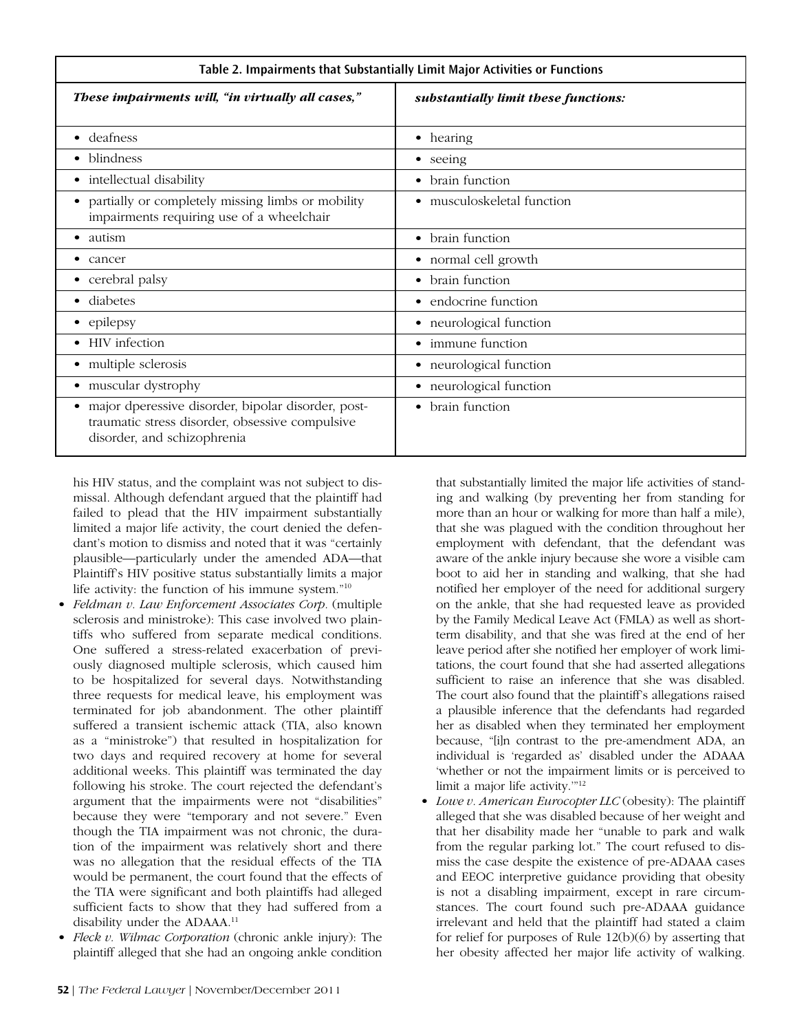**Table 2. Impairments that Substantially Limit Major Activities or Functions**

| *These impairments will, "in virtually all cases,"* | *substantially limit these functions:* |
|---|---|
| • deafness | • hearing |
| • blindness | • seeing |
| • intellectual disability | • brain function |
| • partially or completely missing limbs or mobility impairments requiring use of a wheelchair | • musculoskeletal function |
| • autism | • brain function |
| • cancer | • normal cell growth |
| • cerebral palsy | • brain function |
| • diabetes | • endocrine function |
| • epilepsy | • neurological function |
| • HIV infection | • immune function |
| • multiple sclerosis | • neurological function |
| • muscular dystrophy | • neurological function |
| • major dperessive disorder, bipolar disorder, post-traumatic stress disorder, obsessive compulsive disorder, and schizophrenia | • brain function |

his HIV status, and the complaint was not subject to dismissal. Although defendant argued that the plaintiff had failed to plead that the HIV impairment substantially limited a major life activity, the court denied the defendant's motion to dismiss and noted that it was "certainly plausible—particularly under the amended ADA—that Plaintiff's HIV positive status substantially limits a major life activity: the function of his immune system."[10]

- *Feldman v. Law Enforcement Associates Corp.* (multiple sclerosis and ministroke): This case involved two plaintiffs who suffered from separate medical conditions. One suffered a stress-related exacerbation of previously diagnosed multiple sclerosis, which caused him to be hospitalized for several days. Notwithstanding three requests for medical leave, his employment was terminated for job abandonment. The other plaintiff suffered a transient ischemic attack (TIA, also known as a "ministroke") that resulted in hospitalization for two days and required recovery at home for several additional weeks. This plaintiff was terminated the day following his stroke. The court rejected the defendant's argument that the impairments were not "disabilities" because they were "temporary and not severe." Even though the TIA impairment was not chronic, the duration of the impairment was relatively short and there was no allegation that the residual effects of the TIA would be permanent, the court found that the effects of the TIA were significant and both plaintiffs had alleged sufficient facts to show that they had suffered from a disability under the ADAAA.[11]
- *Fleck v. Wilmac Corporation* (chronic ankle injury): The plaintiff alleged that she had an ongoing ankle condition that substantially limited the major life activities of standing and walking (by preventing her from standing for more than an hour or walking for more than half a mile), that she was plagued with the condition throughout her employment with defendant, that the defendant was aware of the ankle injury because she wore a visible cam boot to aid her in standing and walking, that she had notified her employer of the need for additional surgery on the ankle, that she had requested leave as provided by the Family Medical Leave Act (FMLA) as well as short-term disability, and that she was fired at the end of her leave period after she notified her employer of work limitations, the court found that she had asserted allegations sufficient to raise an inference that she was disabled. The court also found that the plaintiff's allegations raised a plausible inference that the defendants had regarded her as disabled when they terminated her employment because, "[i]n contrast to the pre-amendment ADA, an individual is 'regarded as' disabled under the ADAAA 'whether or not the impairment limits or is perceived to limit a major life activity.'"[12]
- *Lowe v. American Eurocopter LLC* (obesity): The plaintiff alleged that she was disabled because of her weight and that her disability made her "unable to park and walk from the regular parking lot." The court refused to dismiss the case despite the existence of pre-ADAAA cases and EEOC interpretive guidance providing that obesity is not a disabling impairment, except in rare circumstances. The court found such pre-ADAAA guidance irrelevant and held that the plaintiff had stated a claim for relief for purposes of Rule 12(b)(6) by asserting that her obesity affected her major life activity of walking.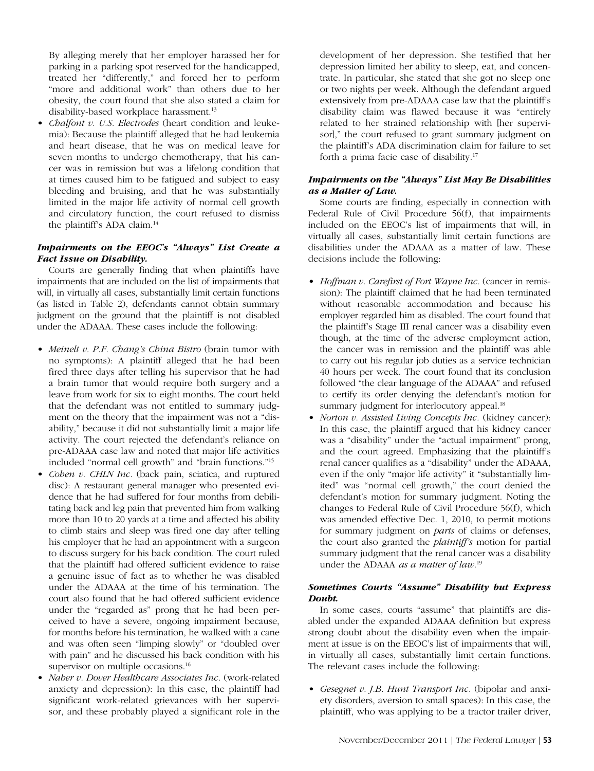By alleging merely that her employer harassed her for parking in a parking spot reserved for the handicapped, treated her "differently," and forced her to perform "more and additional work" than others due to her obesity, the court found that she also stated a claim for disability-based workplace harassment.[13]

- *Chalfont v. U.S. Electrodes* (heart condition and leukemia): Because the plaintiff alleged that he had leukemia and heart disease, that he was on medical leave for seven months to undergo chemotherapy, that his cancer was in remission but was a lifelong condition that at times caused him to be fatigued and subject to easy bleeding and bruising, and that he was substantially limited in the major life activity of normal cell growth and circulatory function, the court refused to dismiss the plaintiff's ADA claim.[14]

### *Impairments on the EEOC's "Always" List Create a Fact Issue on Disability.*

Courts are generally finding that when plaintiffs have impairments that are included on the list of impairments that will, in virtually all cases, substantially limit certain functions (as listed in Table 2), defendants cannot obtain summary judgment on the ground that the plaintiff is not disabled under the ADAAA. These cases include the following:

- *Meinelt v. P.F. Chang's China Bistro* (brain tumor with no symptoms): A plaintiff alleged that he had been fired three days after telling his supervisor that he had a brain tumor that would require both surgery and a leave from work for six to eight months. The court held that the defendant was not entitled to summary judgment on the theory that the impairment was not a "disability," because it did not substantially limit a major life activity. The court rejected the defendant's reliance on pre-ADAAA case law and noted that major life activities included "normal cell growth" and "brain functions."[15]
- *Cohen v. CHLN Inc.* (back pain, sciatica, and ruptured disc): A restaurant general manager who presented evidence that he had suffered for four months from debilitating back and leg pain that prevented him from walking more than 10 to 20 yards at a time and affected his ability to climb stairs and sleep was fired one day after telling his employer that he had an appointment with a surgeon to discuss surgery for his back condition. The court ruled that the plaintiff had offered sufficient evidence to raise a genuine issue of fact as to whether he was disabled under the ADAAA at the time of his termination. The court also found that he had offered sufficient evidence under the "regarded as" prong that he had been perceived to have a severe, ongoing impairment because, for months before his termination, he walked with a cane and was often seen "limping slowly" or "doubled over with pain" and he discussed his back condition with his supervisor on multiple occasions.[16]
- *Naber v. Dover Healthcare Associates Inc.* (work-related anxiety and depression): In this case, the plaintiff had significant work-related grievances with her supervisor, and these probably played a significant role in the development of her depression. She testified that her depression limited her ability to sleep, eat, and concentrate. In particular, she stated that she got no sleep one or two nights per week. Although the defendant argued extensively from pre-ADAAA case law that the plaintiff's disability claim was flawed because it was "entirely related to her strained relationship with [her supervisor]," the court refused to grant summary judgment on the plaintiff's ADA discrimination claim for failure to set forth a prima facie case of disability.[17]

### *Impairments on the "Always" List May Be Disabilities as a Matter of Law.*

Some courts are finding, especially in connection with Federal Rule of Civil Procedure 56(f), that impairments included on the EEOC's list of impairments that will, in virtually all cases, substantially limit certain functions are disabilities under the ADAAA as a matter of law. These decisions include the following:

- *Hoffman v. Carefirst of Fort Wayne Inc.* (cancer in remission): The plaintiff claimed that he had been terminated without reasonable accommodation and because his employer regarded him as disabled. The court found that the plaintiff's Stage III renal cancer was a disability even though, at the time of the adverse employment action, the cancer was in remission and the plaintiff was able to carry out his regular job duties as a service technician 40 hours per week. The court found that its conclusion followed "the clear language of the ADAAA" and refused to certify its order denying the defendant's motion for summary judgment for interlocutory appeal.[18]
- *Norton v. Assisted Living Concepts Inc.* (kidney cancer): In this case, the plaintiff argued that his kidney cancer was a "disability" under the "actual impairment" prong, and the court agreed. Emphasizing that the plaintiff's renal cancer qualifies as a "disability" under the ADAAA, even if the only "major life activity" it "substantially limited" was "normal cell growth," the court denied the defendant's motion for summary judgment. Noting the changes to Federal Rule of Civil Procedure 56(f), which was amended effective Dec. 1, 2010, to permit motions for summary judgment on *parts* of claims or defenses, the court also granted the *plaintiff's* motion for partial summary judgment that the renal cancer was a disability under the ADAAA *as a matter of law*.[19]

### *Sometimes Courts "Assume" Disability but Express Doubt.*

In some cases, courts "assume" that plaintiffs are disabled under the expanded ADAAA definition but express strong doubt about the disability even when the impairment at issue is on the EEOC's list of impairments that will, in virtually all cases, substantially limit certain functions. The relevant cases include the following:

- *Gesegnet v. J.B. Hunt Transport Inc.* (bipolar and anxiety disorders, aversion to small spaces): In this case, the plaintiff, who was applying to be a tractor trailer driver,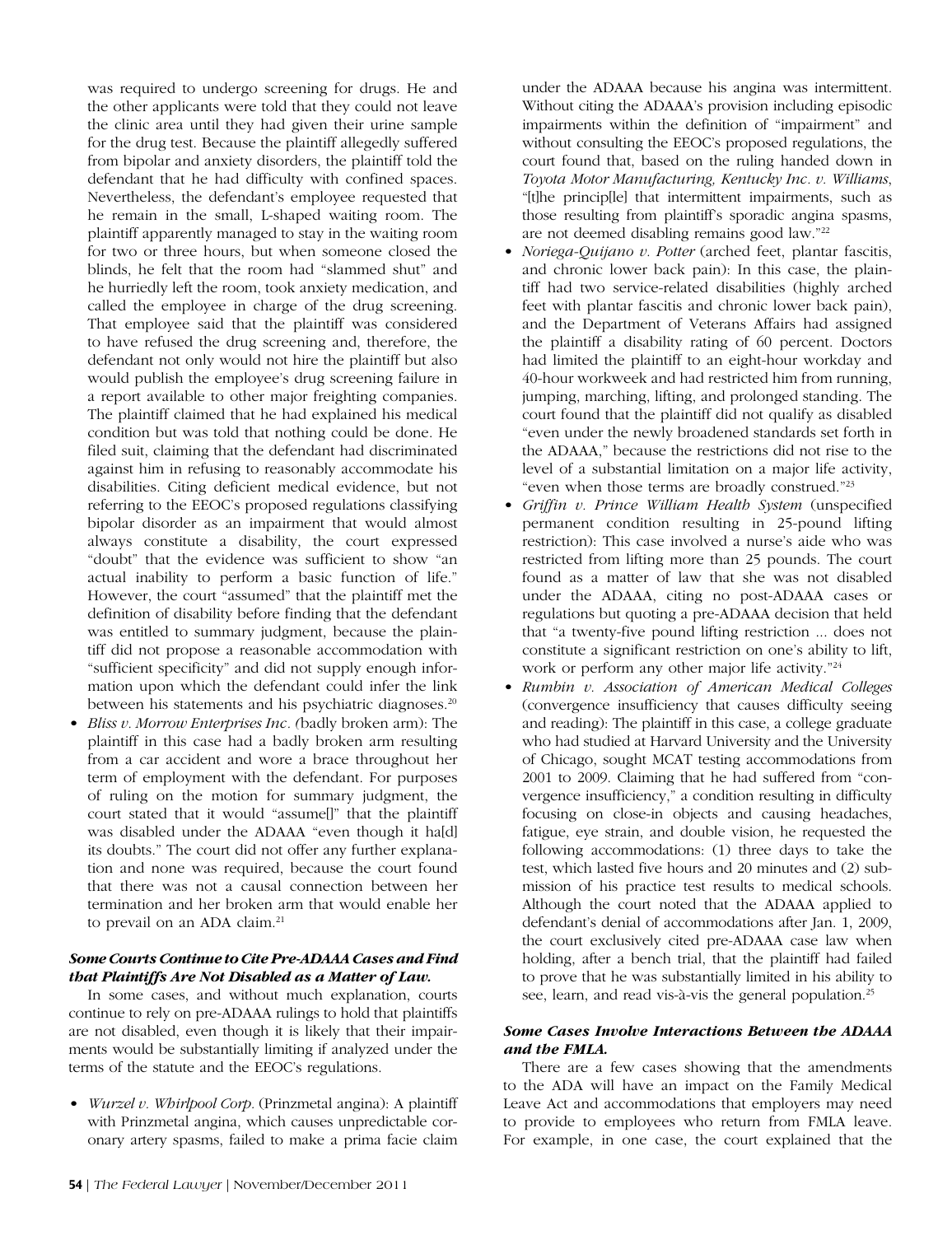was required to undergo screening for drugs. He and the other applicants were told that they could not leave the clinic area until they had given their urine sample for the drug test. Because the plaintiff allegedly suffered from bipolar and anxiety disorders, the plaintiff told the defendant that he had difficulty with confined spaces. Nevertheless, the defendant's employee requested that he remain in the small, L-shaped waiting room. The plaintiff apparently managed to stay in the waiting room for two or three hours, but when someone closed the blinds, he felt that the room had "slammed shut" and he hurriedly left the room, took anxiety medication, and called the employee in charge of the drug screening. That employee said that the plaintiff was considered to have refused the drug screening and, therefore, the defendant not only would not hire the plaintiff but also would publish the employee's drug screening failure in a report available to other major freighting companies. The plaintiff claimed that he had explained his medical condition but was told that nothing could be done. He filed suit, claiming that the defendant had discriminated against him in refusing to reasonably accommodate his disabilities. Citing deficient medical evidence, but not referring to the EEOC's proposed regulations classifying bipolar disorder as an impairment that would almost always constitute a disability, the court expressed "doubt" that the evidence was sufficient to show "an actual inability to perform a basic function of life." However, the court "assumed" that the plaintiff met the definition of disability before finding that the defendant was entitled to summary judgment, because the plaintiff did not propose a reasonable accommodation with "sufficient specificity" and did not supply enough information upon which the defendant could infer the link between his statements and his psychiatric diagnoses.[20]

- *Bliss v. Morrow Enterprises Inc*. (badly broken arm): The plaintiff in this case had a badly broken arm resulting from a car accident and wore a brace throughout her term of employment with the defendant. For purposes of ruling on the motion for summary judgment, the court stated that it would "assume[]" that the plaintiff was disabled under the ADAAA "even though it ha[d] its doubts." The court did not offer any further explanation and none was required, because the court found that there was not a causal connection between her termination and her broken arm that would enable her to prevail on an ADA claim.[21]

### *Some Courts Continue to Cite Pre-ADAAA Cases and Find that Plaintiffs Are Not Disabled as a Matter of Law.*

In some cases, and without much explanation, courts continue to rely on pre-ADAAA rulings to hold that plaintiffs are not disabled, even though it is likely that their impairments would be substantially limiting if analyzed under the terms of the statute and the EEOC's regulations.

- *Wurzel v. Whirlpool Corp*. (Prinzmetal angina): A plaintiff with Prinzmetal angina, which causes unpredictable coronary artery spasms, failed to make a prima facie claim under the ADAAA because his angina was intermittent. Without citing the ADAAA's provision including episodic impairments within the definition of "impairment" and without consulting the EEOC's proposed regulations, the court found that, based on the ruling handed down in *Toyota Motor Manufacturing, Kentucky Inc. v. Williams*, "[t]he princip[le] that intermittent impairments, such as those resulting from plaintiff's sporadic angina spasms, are not deemed disabling remains good law."[22]
- *Noriega-Quijano v. Potter* (arched feet, plantar fascitis, and chronic lower back pain): In this case, the plaintiff had two service-related disabilities (highly arched feet with plantar fascitis and chronic lower back pain), and the Department of Veterans Affairs had assigned the plaintiff a disability rating of 60 percent. Doctors had limited the plaintiff to an eight-hour workday and 40-hour workweek and had restricted him from running, jumping, marching, lifting, and prolonged standing. The court found that the plaintiff did not qualify as disabled "even under the newly broadened standards set forth in the ADAAA," because the restrictions did not rise to the level of a substantial limitation on a major life activity, "even when those terms are broadly construed."[23]
- *Griffin v. Prince William Health System* (unspecified permanent condition resulting in 25-pound lifting restriction): This case involved a nurse's aide who was restricted from lifting more than 25 pounds. The court found as a matter of law that she was not disabled under the ADAAA, citing no post-ADAAA cases or regulations but quoting a pre-ADAAA decision that held that "a twenty-five pound lifting restriction ... does not constitute a significant restriction on one's ability to lift, work or perform any other major life activity."[24]
- *Rumbin v. Association of American Medical Colleges* (convergence insufficiency that causes difficulty seeing and reading): The plaintiff in this case, a college graduate who had studied at Harvard University and the University of Chicago, sought MCAT testing accommodations from 2001 to 2009. Claiming that he had suffered from "convergence insufficiency," a condition resulting in difficulty focusing on close-in objects and causing headaches, fatigue, eye strain, and double vision, he requested the following accommodations: (1) three days to take the test, which lasted five hours and 20 minutes and (2) submission of his practice test results to medical schools. Although the court noted that the ADAAA applied to defendant's denial of accommodations after Jan. 1, 2009, the court exclusively cited pre-ADAAA case law when holding, after a bench trial, that the plaintiff had failed to prove that he was substantially limited in his ability to see, learn, and read vis-à-vis the general population.[25]

### *Some Cases Involve Interactions Between the ADAAA and the FMLA.*

There are a few cases showing that the amendments to the ADA will have an impact on the Family Medical Leave Act and accommodations that employers may need to provide to employees who return from FMLA leave. For example, in one case, the court explained that the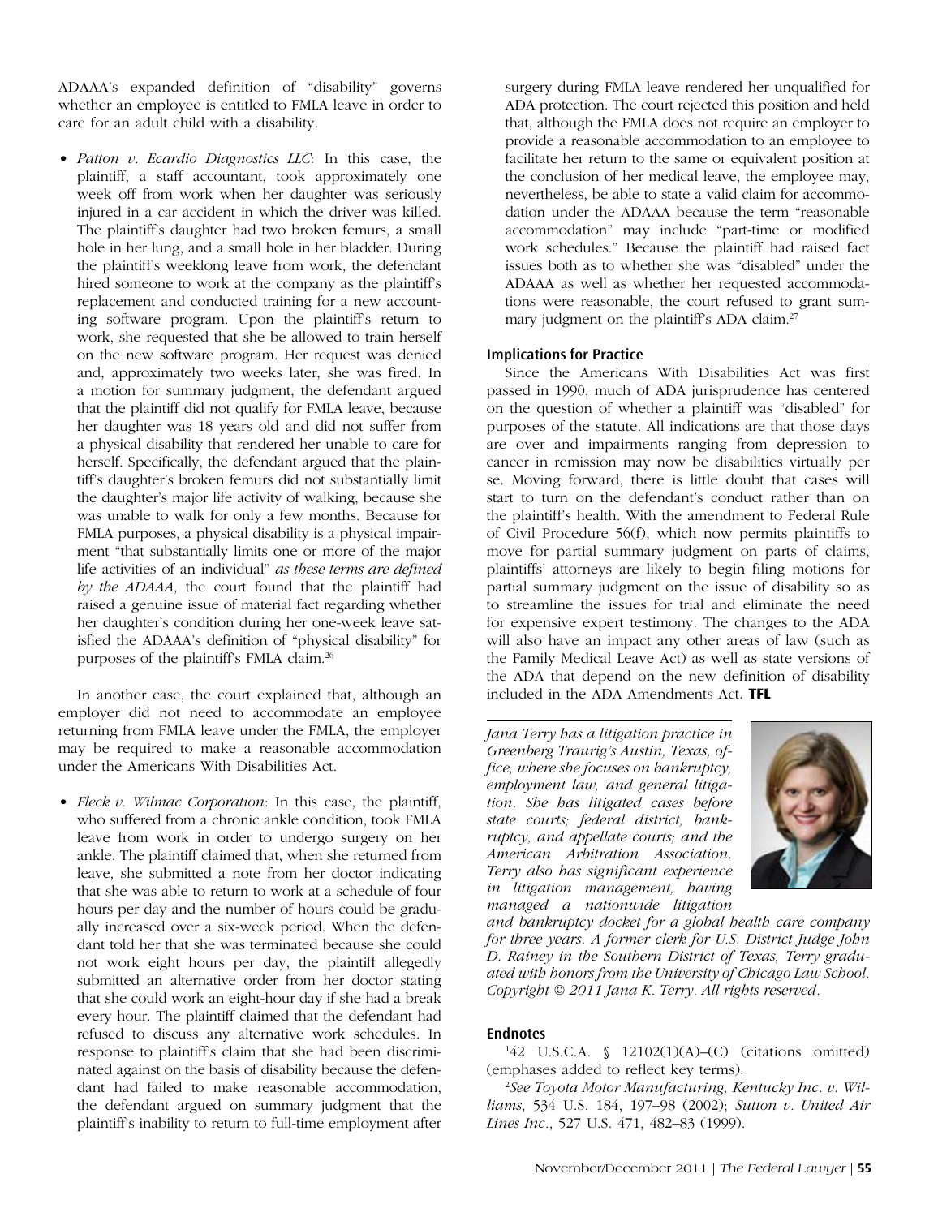ADAAA's expanded definition of "disability" governs whether an employee is entitled to FMLA leave in order to care for an adult child with a disability.

- *Patton v. Ecardio Diagnostics LLC*: In this case, the plaintiff, a staff accountant, took approximately one week off from work when her daughter was seriously injured in a car accident in which the driver was killed. The plaintiff's daughter had two broken femurs, a small hole in her lung, and a small hole in her bladder. During the plaintiff's weeklong leave from work, the defendant hired someone to work at the company as the plaintiff's replacement and conducted training for a new accounting software program. Upon the plaintiff's return to work, she requested that she be allowed to train herself on the new software program. Her request was denied and, approximately two weeks later, she was fired. In a motion for summary judgment, the defendant argued that the plaintiff did not qualify for FMLA leave, because her daughter was 18 years old and did not suffer from a physical disability that rendered her unable to care for herself. Specifically, the defendant argued that the plaintiff's daughter's broken femurs did not substantially limit the daughter's major life activity of walking, because she was unable to walk for only a few months. Because for FMLA purposes, a physical disability is a physical impairment "that substantially limits one or more of the major life activities of an individual" *as these terms are defined by the ADAAA*, the court found that the plaintiff had raised a genuine issue of material fact regarding whether her daughter's condition during her one-week leave satisfied the ADAAA's definition of "physical disability" for purposes of the plaintiff's FMLA claim.[26]

In another case, the court explained that, although an employer did not need to accommodate an employee returning from FMLA leave under the FMLA, the employer may be required to make a reasonable accommodation under the Americans With Disabilities Act.

- *Fleck v. Wilmac Corporation*: In this case, the plaintiff, who suffered from a chronic ankle condition, took FMLA leave from work in order to undergo surgery on her ankle. The plaintiff claimed that, when she returned from leave, she submitted a note from her doctor indicating that she was able to return to work at a schedule of four hours per day and the number of hours could be gradually increased over a six-week period. When the defendant told her that she was terminated because she could not work eight hours per day, the plaintiff allegedly submitted an alternative order from her doctor stating that she could work an eight-hour day if she had a break every hour. The plaintiff claimed that the defendant had refused to discuss any alternative work schedules. In response to plaintiff's claim that she had been discriminated against on the basis of disability because the defendant had failed to make reasonable accommodation, the defendant argued on summary judgment that the plaintiff's inability to return to full-time employment after surgery during FMLA leave rendered her unqualified for ADA protection. The court rejected this position and held that, although the FMLA does not require an employer to provide a reasonable accommodation to an employee to facilitate her return to the same or equivalent position at the conclusion of her medical leave, the employee may, nevertheless, be able to state a valid claim for accommodation under the ADAAA because the term "reasonable accommodation" may include "part-time or modified work schedules." Because the plaintiff had raised fact issues both as to whether she was "disabled" under the ADAAA as well as whether her requested accommodations were reasonable, the court refused to grant summary judgment on the plaintiff's ADA claim.[27]

## Implications for Practice

Since the Americans With Disabilities Act was first passed in 1990, much of ADA jurisprudence has centered on the question of whether a plaintiff was "disabled" for purposes of the statute. All indications are that those days are over and impairments ranging from depression to cancer in remission may now be disabilities virtually per se. Moving forward, there is little doubt that cases will start to turn on the defendant's conduct rather than on the plaintiff's health. With the amendment to Federal Rule of Civil Procedure 56(f), which now permits plaintiffs to move for partial summary judgment on parts of claims, plaintiffs' attorneys are likely to begin filing motions for partial summary judgment on the issue of disability so as to streamline the issues for trial and eliminate the need for expensive expert testimony. The changes to the ADA will also have an impact any other areas of law (such as the Family Medical Leave Act) as well as state versions of the ADA that depend on the new definition of disability included in the ADA Amendments Act. **TFL**

*Jana Terry has a litigation practice in Greenberg Traurig's Austin, Texas, office, where she focuses on bankruptcy, employment law, and general litigation. She has litigated cases before state courts; federal district, bankruptcy, and appellate courts; and the American Arbitration Association. Terry also has significant experience in litigation management, having managed a nationwide litigation and bankruptcy docket for a global health care company for three years. A former clerk for U.S. District Judge John D. Rainey in the Southern District of Texas, Terry graduated with honors from the University of Chicago Law School. Copyright © 2011 Jana K. Terry. All rights reserved.*

## Endnotes

[1]42 U.S.C.A. § 12102(1)(A)–(C) (citations omitted) (emphases added to reflect key terms).

[2]*See Toyota Motor Manufacturing, Kentucky Inc. v. Williams*, 534 U.S. 184, 197–98 (2002); *Sutton v. United Air Lines Inc.*, 527 U.S. 471, 482–83 (1999).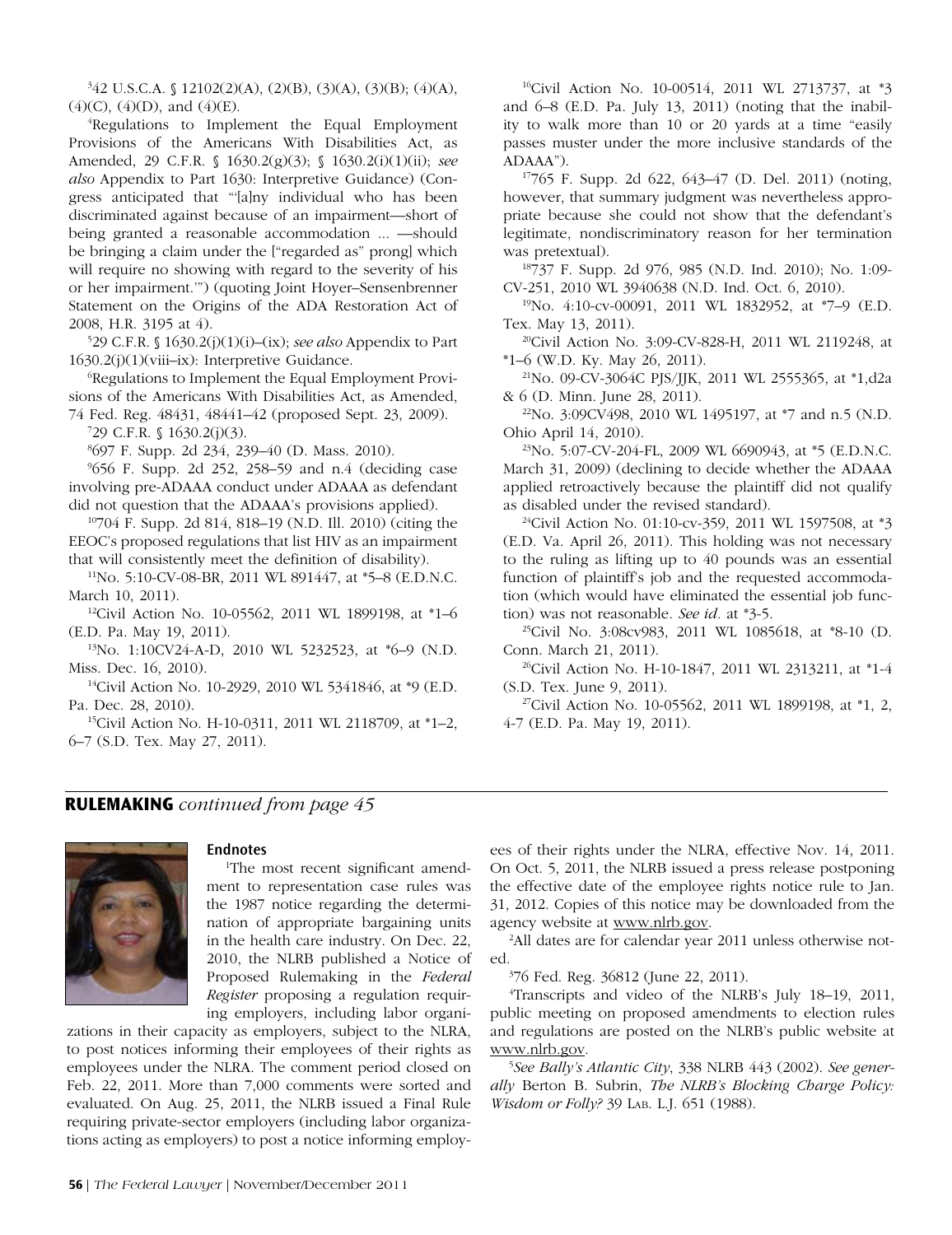[3]42 U.S.C.A. § 12102(2)(A), (2)(B), (3)(A), (3)(B); (4)(A), (4)(C), (4)(D), and (4)(E).

[4]Regulations to Implement the Equal Employment Provisions of the Americans With Disabilities Act, as Amended, 29 C.F.R. § 1630.2(g)(3); § 1630.2(i)(1)(ii); *see also* Appendix to Part 1630: Interpretive Guidance) (Congress anticipated that "'[a]ny individual who has been discriminated against because of an impairment—short of being granted a reasonable accommodation ... —should be bringing a claim under the ["regarded as" prong] which will require no showing with regard to the severity of his or her impairment.'") (quoting Joint Hoyer–Sensenbrenner Statement on the Origins of the ADA Restoration Act of 2008, H.R. 3195 at 4).

[5]29 C.F.R. § 1630.2(j)(1)(i)–(ix); *see also* Appendix to Part 1630.2(j)(1)(viii–ix): Interpretive Guidance.

[6]Regulations to Implement the Equal Employment Provisions of the Americans With Disabilities Act, as Amended, 74 Fed. Reg. 48431, 48441–42 (proposed Sept. 23, 2009).

[7]29 C.F.R. § 1630.2(j)(3).

[8]697 F. Supp. 2d 234, 239–40 (D. Mass. 2010).

[9]656 F. Supp. 2d 252, 258–59 and n.4 (deciding case involving pre-ADAAA conduct under ADAAA as defendant did not question that the ADAAA's provisions applied).

[10]704 F. Supp. 2d 814, 818–19 (N.D. Ill. 2010) (citing the EEOC's proposed regulations that list HIV as an impairment that will consistently meet the definition of disability).

[11]No. 5:10-CV-08-BR, 2011 WL 891447, at *5–8 (E.D.N.C. March 10, 2011).

[12]Civil Action No. 10-05562, 2011 WL 1899198, at *1–6 (E.D. Pa. May 19, 2011).

[13]No. 1:10CV24-A-D, 2010 WL 5232523, at *6–9 (N.D. Miss. Dec. 16, 2010).

[14]Civil Action No. 10-2929, 2010 WL 5341846, at *9 (E.D. Pa. Dec. 28, 2010).

[15]Civil Action No. H-10-0311, 2011 WL 2118709, at *1–2, 6–7 (S.D. Tex. May 27, 2011).

[16]Civil Action No. 10-00514, 2011 WL 2713737, at *3 and 6–8 (E.D. Pa. July 13, 2011) (noting that the inability to walk more than 10 or 20 yards at a time "easily passes muster under the more inclusive standards of the ADAAA").

[17]765 F. Supp. 2d 622, 643–47 (D. Del. 2011) (noting, however, that summary judgment was nevertheless appropriate because she could not show that the defendant's legitimate, nondiscriminatory reason for her termination was pretextual).

[18]737 F. Supp. 2d 976, 985 (N.D. Ind. 2010); No. 1:09-CV-251, 2010 WL 3940638 (N.D. Ind. Oct. 6, 2010).

[19]No. 4:10-cv-00091, 2011 WL 1832952, at *7–9 (E.D. Tex. May 13, 2011).

[20]Civil Action No. 3:09-CV-828-H, 2011 WL 2119248, at *1–6 (W.D. Ky. May 26, 2011).

[21]No. 09-CV-3064C PJS/JJK, 2011 WL 2555365, at *1,d2a & 6 (D. Minn. June 28, 2011).

[22]No. 3:09CV498, 2010 WL 1495197, at *7 and n.5 (N.D. Ohio April 14, 2010).

[23]No. 5:07-CV-204-FL, 2009 WL 6690943, at *5 (E.D.N.C. March 31, 2009) (declining to decide whether the ADAAA applied retroactively because the plaintiff did not qualify as disabled under the revised standard).

[24]Civil Action No. 01:10-cv-359, 2011 WL 1597508, at *3 (E.D. Va. April 26, 2011). This holding was not necessary to the ruling as lifting up to 40 pounds was an essential function of plaintiff's job and the requested accommodation (which would have eliminated the essential job function) was not reasonable. *See id.* at *3-5.

[25]Civil No. 3:08cv983, 2011 WL 1085618, at *8-10 (D. Conn. March 21, 2011).

[26]Civil Action No. H-10-1847, 2011 WL 2313211, at *1-4 (S.D. Tex. June 9, 2011).

[27]Civil Action No. 10-05562, 2011 WL 1899198, at *1, 2, 4-7 (E.D. Pa. May 19, 2011).

---

**RULEMAKING** *continued from page 45*

### Endnotes

[1]The most recent significant amendment to representation case rules was the 1987 notice regarding the determination of appropriate bargaining units in the health care industry. On Dec. 22, 2010, the NLRB published a Notice of Proposed Rulemaking in the *Federal Register* proposing a regulation requiring employers, including labor organizations in their capacity as employers, subject to the NLRA, to post notices informing their employees of their rights as employees under the NLRA. The comment period closed on Feb. 22, 2011. More than 7,000 comments were sorted and evaluated. On Aug. 25, 2011, the NLRB issued a Final Rule requiring private-sector employers (including labor organizations acting as employers) to post a notice informing employees of their rights under the NLRA, effective Nov. 14, 2011. On Oct. 5, 2011, the NLRB issued a press release postponing the effective date of the employee rights notice rule to Jan. 31, 2012. Copies of this notice may be downloaded from the agency website at www.nlrb.gov.

[2]All dates are for calendar year 2011 unless otherwise noted.

[3]76 Fed. Reg. 36812 (June 22, 2011).

[4]Transcripts and video of the NLRB's July 18–19, 2011, public meeting on proposed amendments to election rules and regulations are posted on the NLRB's public website at www.nlrb.gov.

[5]*See Bally's Atlantic City*, 338 NLRB 443 (2002). *See generally* Berton B. Subrin, *The NLRB's Blocking Charge Policy: Wisdom or Folly?* 39 Lab. L.J. 651 (1988).